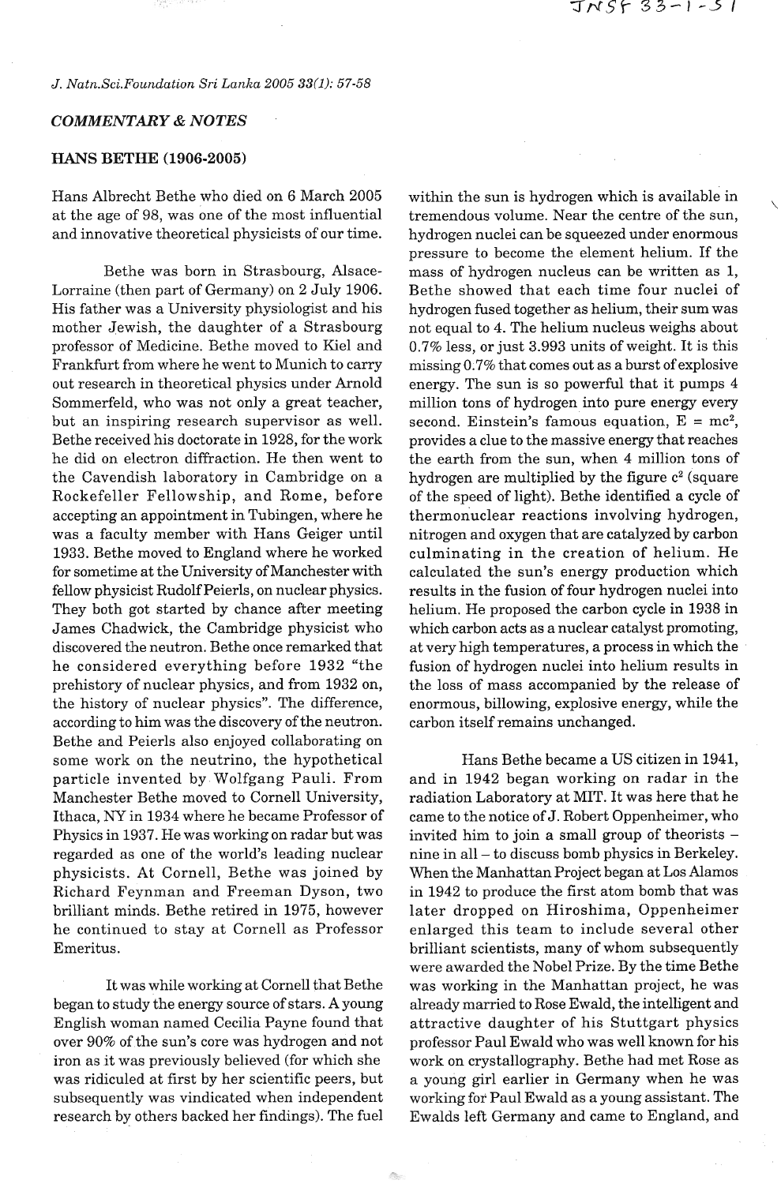*COMMENTARY & NOTES*

## HANS BETHE (1906-2005)

Hans Albrecht Bethe who died on 6 March 2005 at the age of 98, was one of the most influential and innovative theoretical physicists of our time.

Bethe was born in Strasbourg, Alsace-Lorraine (then part of Germany) on 2 July 1906. His father was a University physiologist and his mother Jewish, the daughter of a Strasbourg professor of Medicine. Bethe moved to Kiel and Frankfurt from where he went to Munich to carry out research in theoretical physics under Arnold Sommerfeld, who was not only a great teacher, but an inspiring research supervisor as well. Bethe received his doctorate in 1928, for the work he did on electron diffraction. He then went to the Cavendish laboratory in Cambridge on a Rockefeller Fellowship, and Rome, before accepting an appointment in Tubingen, where he was a faculty member with Hans Geiger until 1933. Bethe moved to England where he worked for sometime at the University of Manchester with fellow physicist Rudolf Peierls, on nuclear physics. They both got started by chance after meeting James Chadwick, the Cambridge physicist who discovered the neutron. Bethe once remarked that he considered everything before 1932 "the prehistory of nuclear physics, and from 1932 on, the history of nuclear physics". The difference, according to him was the discovery of the neutron. Bethe and Peierls also enjoyed collaborating on some work on the neutrino, the hypothetical particle invented by Wolfgang Pauli. From Manchester Bethe moved to Cornell University, Ithaca, NY in 1934 where he became Professor of Physics in 1937. He was working on radar but was regarded as one of the world's leading nuclear physicists. At Cornell, Bethe was joined by Richard Feynman and Freeman Dyson, two brilliant minds. Bethe retired in 1975, however he continued to stay at Cornell as Professor Emeritus.

It was while working at Cornell that Bethe began to study the energy source of stars. A young English woman named Cecilia Payne found that over 90% of the sun's core was hydrogen and not iron as it was previously believed (for which she was ridiculed at first by her scientific peers, but subsequently was vindicated when independent research by others backed her findings). The fuel within the sun is hydrogen which is available in tremendous volume. Near the centre of the sun, hydrogen nuclei can be squeezed under enormous pressure to become the element helium. If the mass of hydrogen nucleus can be written as 1, Bethe showed that each time four nuclei of hydrogen fused together as helium, their sum was not equal to 4. The helium nucleus weighs about 0.7% less, or just 3.993 units of weight. It is this missing 0.7% that comes out as a burst of explosive energy. The sun is so powerful that it pumps 4 million tons of hydrogen into pure energy every second. Einstein's famous equation, $E = mc^2$, provides a clue to the massive energy that reaches the earth from the sun, when 4 million tons of hydrogen are multiplied by the figure $c^2$ (square of the speed of light). Bethe identified a cycle of thermonuclear reactions involving hydrogen, nitrogen and oxygen that are catalyzed by carbon culminating in the creation of helium. He calculated the sun's energy production which results in the fusion of four hydrogen nuclei into helium. He proposed the carbon cycle in 1938 in which carbon acts as a nuclear catalyst promoting, at very high temperatures, a process in which the fusion of hydrogen nuclei into helium results in the loss of mass accompanied by the release of enormous, billowing, explosive energy, while the carbon itself remains unchanged.

Hans Bethe became a US citizen in 1941, and in 1942 began working on radar in the radiation Laboratory at MIT. It was here that he came to the notice of J. Robert Oppenheimer, who invited him to join a small group of theorists – nine in all – to discuss bomb physics in Berkeley. When the Manhattan Project began at Los Alamos in 1942 to produce the first atom bomb that was later dropped on Hiroshima, Oppenheimer enlarged this team to include several other brilliant scientists, many of whom subsequently were awarded the Nobel Prize. By the time Bethe was working in the Manhattan project, he was already married to Rose Ewald, the intelligent and attractive daughter of his Stuttgart physics professor Paul Ewald who was well known for his work on crystallography. Bethe had met Rose as a young girl earlier in Germany when he was working for Paul Ewald as a young assistant. The Ewalds left Germany and came to England, and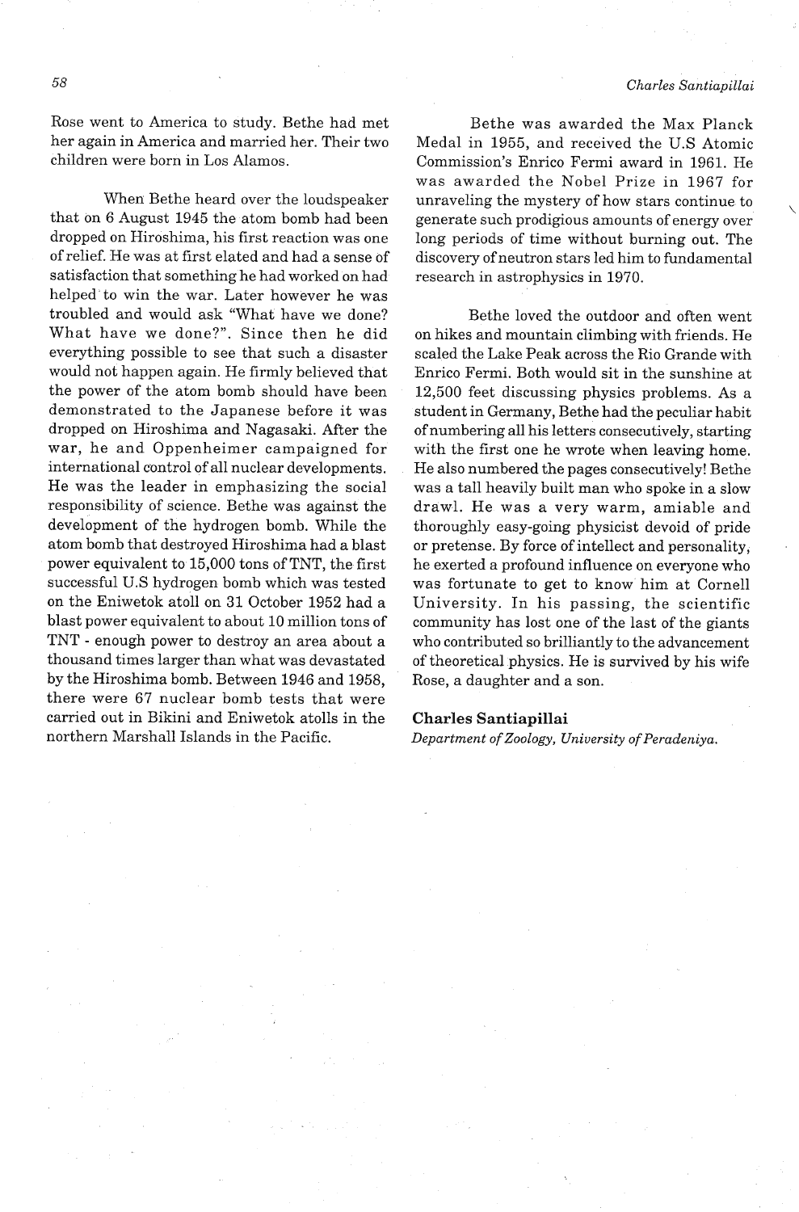Rose went to America to study. Bethe had met her again in America and married her. Their two children were born in Los Alamos.

When Bethe heard over the loudspeaker that on 6 August 1945 the atom bomb had been dropped on Hiroshima, his first reaction was one of relief. He was at first elated and had a sense of satisfaction that something he had worked on had helped to win the war. Later however he was troubled and would ask "What have we done? What have we done?". Since then he did everything possible to see that such a disaster would not happen again. He firmly believed that the power of the atom bomb should have been demonstrated to the Japanese before it was dropped on Hiroshima and Nagasaki. After the war, he and Oppenheimer campaigned for international control of all nuclear developments. He was the leader in emphasizing the social responsibility of science. Bethe was against the development of the hydrogen bomb. While the atom bomb that destroyed Hiroshima had a blast power equivalent to 15,000 tons of TNT, the first successful U.S hydrogen bomb which was tested on the Eniwetok atoll on 31 October 1952 had a blast power equivalent to about 10 million tons of TNT - enough power to destroy an area about a thousand times larger than what was devastated by the Hiroshima bomb. Between 1946 and 1958, there were 67 nuclear bomb tests that were carried out in Bikini and Eniwetok atolls in the northern Marshall Islands in the Pacific.

Bethe was awarded the Max Planck Medal in 1955, and received the U.S Atomic Commission's Enrico Fermi award in 1961. He was awarded the Nobel Prize in 1967 for unraveling the mystery of how stars continue to generate such prodigious amounts of energy over long periods of time without burning out. The discovery of neutron stars led him to fundamental research in astrophysics in 1970.

Bethe loved the outdoor and often went on hikes and mountain climbing with friends. He scaled the Lake Peak across the Rio Grande with Enrico Fermi. Both would sit in the sunshine at 12,500 feet discussing physics problems. As a student in Germany, Bethe had the peculiar habit of numbering all his letters consecutively, starting with the first one he wrote when leaving home. He also numbered the pages consecutively! Bethe was a tall heavily built man who spoke in a slow drawl. He was a very warm, amiable and thoroughly easy-going physicist devoid of pride or pretense. By force of intellect and personality, he exerted a profound influence on everyone who was fortunate to get to know him at Cornell University. In his passing, the scientific community has lost one of the last of the giants who contributed so brilliantly to the advancement of theoretical physics. He is survived by his wife Rose, a daughter and a son.

**Charles Santiapillai**

*Department of Zoology, University of Peradeniya.*